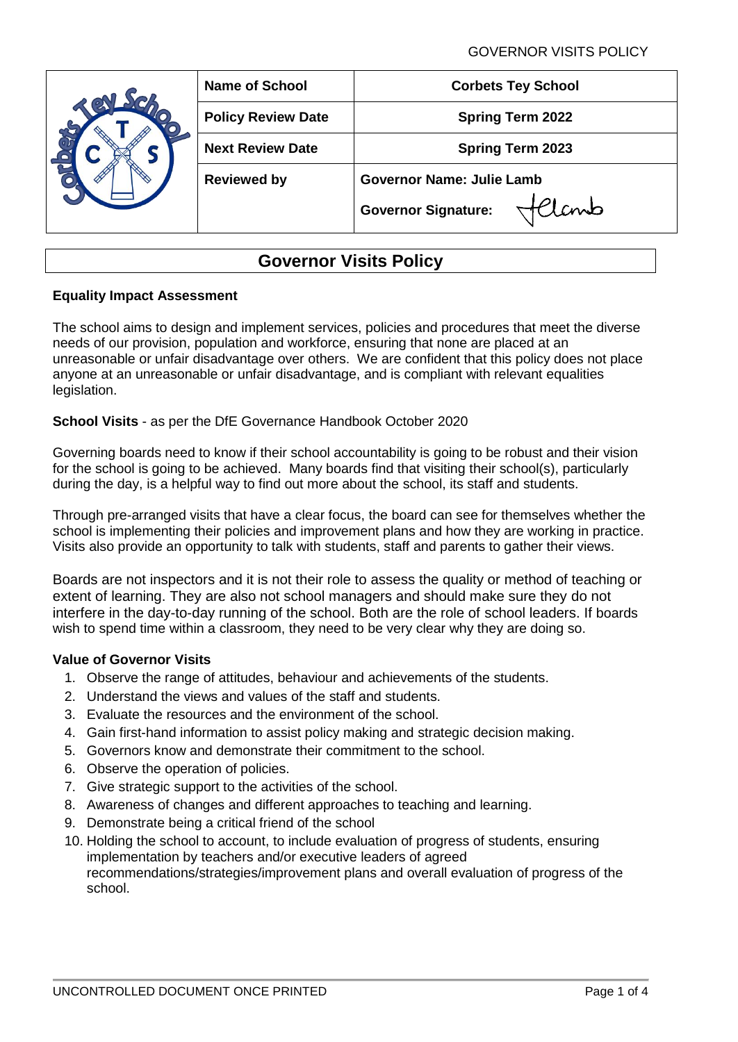| | Name of School | Corbets Tey School |
|---|---|---|
| | Policy Review Date | Spring Term 2022 |
| | Next Review Date | Spring Term 2023 |
| | Reviewed by | Governor Name: Julie Lamb<br>Governor Signature: |

# Governor Visits Policy

**Equality Impact Assessment**

The school aims to design and implement services, policies and procedures that meet the diverse needs of our provision, population and workforce, ensuring that none are placed at an unreasonable or unfair disadvantage over others. We are confident that this policy does not place anyone at an unreasonable or unfair disadvantage, and is compliant with relevant equalities legislation.

**School Visits** - as per the DfE Governance Handbook October 2020

Governing boards need to know if their school accountability is going to be robust and their vision for the school is going to be achieved. Many boards find that visiting their school(s), particularly during the day, is a helpful way to find out more about the school, its staff and students.

Through pre-arranged visits that have a clear focus, the board can see for themselves whether the school is implementing their policies and improvement plans and how they are working in practice. Visits also provide an opportunity to talk with students, staff and parents to gather their views.

Boards are not inspectors and it is not their role to assess the quality or method of teaching or extent of learning. They are also not school managers and should make sure they do not interfere in the day-to-day running of the school. Both are the role of school leaders. If boards wish to spend time within a classroom, they need to be very clear why they are doing so.

**Value of Governor Visits**

1. Observe the range of attitudes, behaviour and achievements of the students.
2. Understand the views and values of the staff and students.
3. Evaluate the resources and the environment of the school.
4. Gain first-hand information to assist policy making and strategic decision making.
5. Governors know and demonstrate their commitment to the school.
6. Observe the operation of policies.
7. Give strategic support to the activities of the school.
8. Awareness of changes and different approaches to teaching and learning.
9. Demonstrate being a critical friend of the school
10. Holding the school to account, to include evaluation of progress of students, ensuring implementation by teachers and/or executive leaders of agreed recommendations/strategies/improvement plans and overall evaluation of progress of the school.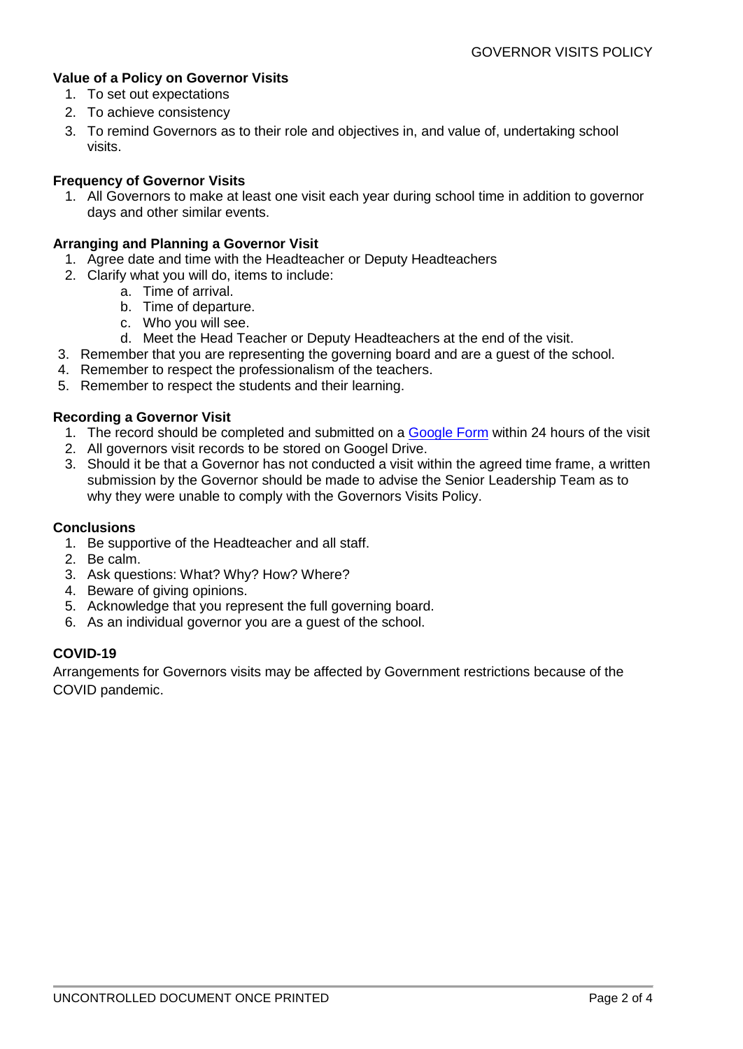### Value of a Policy on Governor Visits

1. To set out expectations
2. To achieve consistency
3. To remind Governors as to their role and objectives in, and value of, undertaking school visits.

### Frequency of Governor Visits

1. All Governors to make at least one visit each year during school time in addition to governor days and other similar events.

### Arranging and Planning a Governor Visit

1. Agree date and time with the Headteacher or Deputy Headteachers
2. Clarify what you will do, items to include:
    a. Time of arrival.
    b. Time of departure.
    c. Who you will see.
    d. Meet the Head Teacher or Deputy Headteachers at the end of the visit.
3. Remember that you are representing the governing board and are a guest of the school.
4. Remember to respect the professionalism of the teachers.
5. Remember to respect the students and their learning.

### Recording a Governor Visit

1. The record should be completed and submitted on a Google Form within 24 hours of the visit
2. All governors visit records to be stored on Googel Drive.
3. Should it be that a Governor has not conducted a visit within the agreed time frame, a written submission by the Governor should be made to advise the Senior Leadership Team as to why they were unable to comply with the Governors Visits Policy.

### Conclusions

1. Be supportive of the Headteacher and all staff.
2. Be calm.
3. Ask questions: What? Why? How? Where?
4. Beware of giving opinions.
5. Acknowledge that you represent the full governing board.
6. As an individual governor you are a guest of the school.

### COVID-19

Arrangements for Governors visits may be affected by Government restrictions because of the COVID pandemic.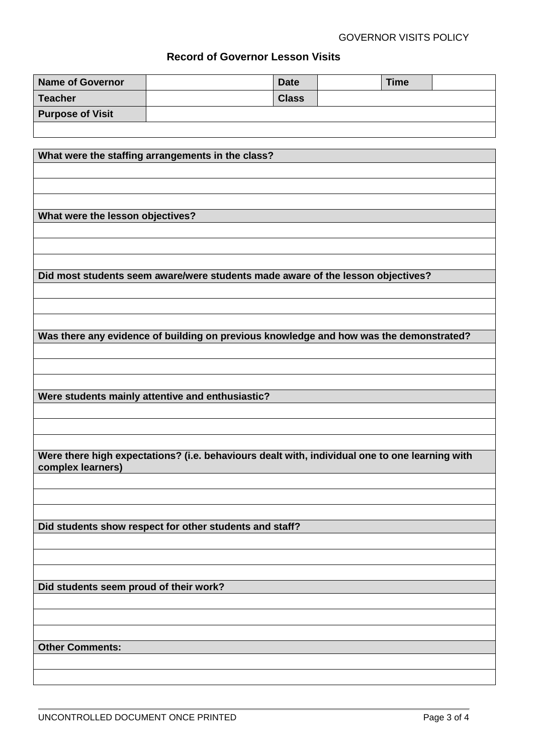## Record of Governor Lesson Visits

| **Name of Governor** | | **Date** | | **Time** | |
|---|---|---|---|---|---|
| **Teacher** | | **Class** | | | |
| **Purpose of Visit** | | | | | |
| | | | | | |

| **What were the staffing arrangements in the class?** |
|---|
| |
| |
| |
| **What were the lesson objectives?** |
| |
| |
| |
| **Did most students seem aware/were students made aware of the lesson objectives?** |
| |
| |
| |
| **Was there any evidence of building on previous knowledge and how was the demonstrated?** |
| |
| |
| |
| **Were students mainly attentive and enthusiastic?** |
| |
| |
| |
| **Were there high expectations? (i.e. behaviours dealt with, individual one to one learning with complex learners)** |
| |
| |
| |
| **Did students show respect for other students and staff?** |
| |
| |
| |
| **Did students seem proud of their work?** |
| |
| |
| |
| **Other Comments:** |
| |
| |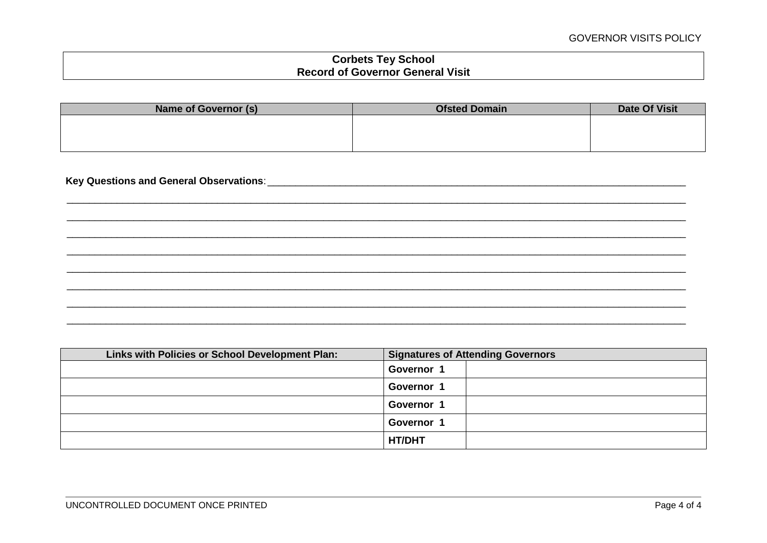**Corbets Tey School**
**Record of Governor General Visit**

| Name of Governor (s) | Ofsted Domain | Date Of Visit |
|---|---|---|
| | | |

**Key Questions and General Observations**: ________________________________________________________________________________

________________________________________________________________________________________________________

________________________________________________________________________________________________________

________________________________________________________________________________________________________

________________________________________________________________________________________________________

________________________________________________________________________________________________________

________________________________________________________________________________________________________

________________________________________________________________________________________________________

________________________________________________________________________________________________________

| Links with Policies or School Development Plan: | Signatures of Attending Governors | |
|---|---|---|
| | **Governor 1** | |
| | **Governor 1** | |
| | **Governor 1** | |
| | **Governor 1** | |
| | **HT/DHT** | |

UNCONTROLLED DOCUMENT ONCE PRINTED